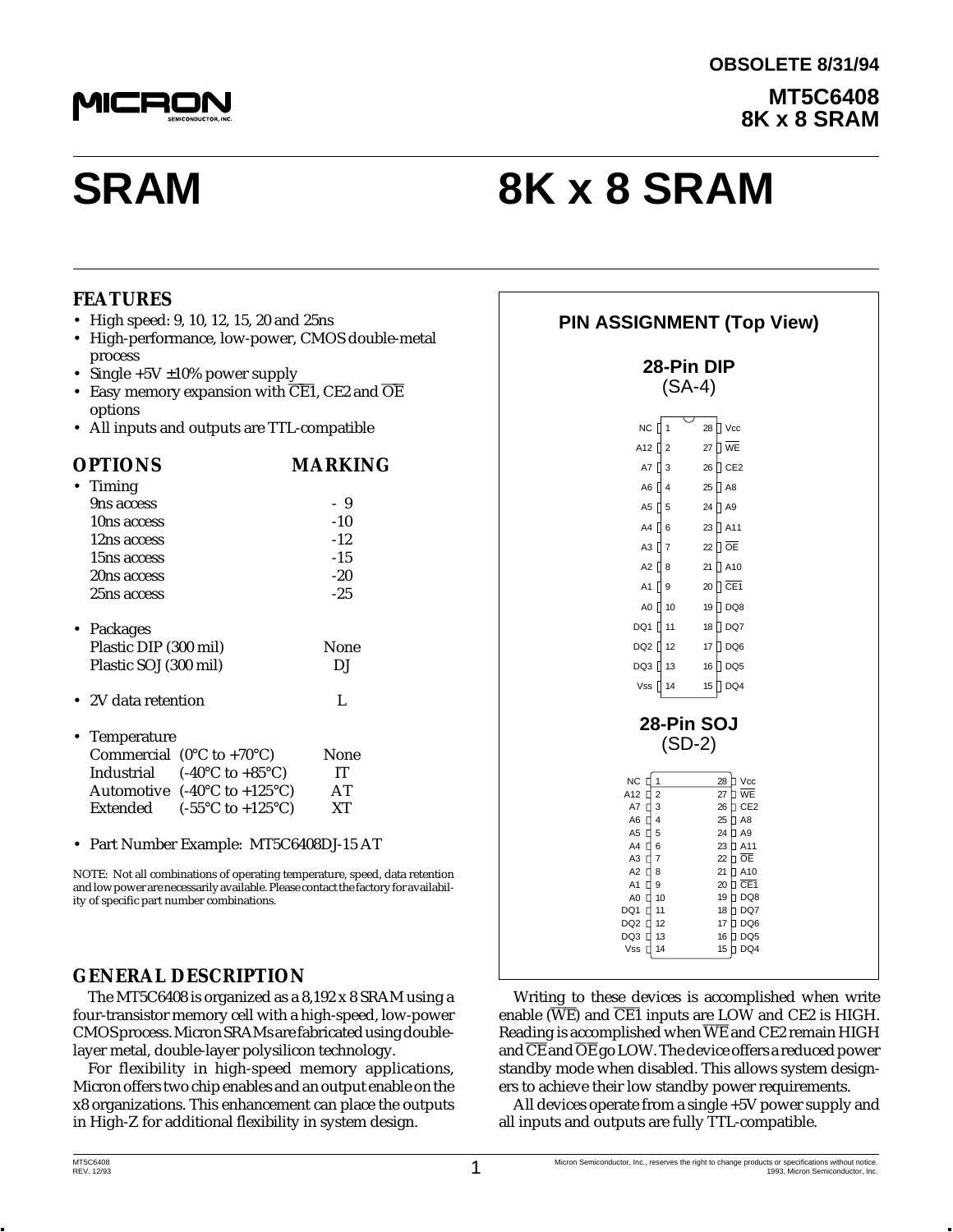OBSOLETE 8/31/94

MT5C6408
8K x 8 SRAM

# SRAM — 8K x 8 SRAM

## FEATURES

- High speed: 9, 10, 12, 15, 20 and 25ns
- High-performance, low-power, CMOS double-metal process
- Single +5V ±10% power supply
- Easy memory expansion with $\overline{CE1}$, CE2 and $\overline{OE}$ options
- All inputs and outputs are TTL-compatible

## OPTIONS

| OPTIONS | | MARKING |
|---|---|---|
| • Timing | | |
| 9ns access | | -9 |
| 10ns access | | -10 |
| 12ns access | | -12 |
| 15ns access | | -15 |
| 20ns access | | -20 |
| 25ns access | | -25 |
| • Packages | | |
| Plastic DIP (300 mil) | | None |
| Plastic SOJ (300 mil) | | DJ |
| • 2V data retention | | L |
| • Temperature | | |
| Commercial | (0°C to +70°C) | None |
| Industrial | (-40°C to +85°C) | IT |
| Automotive | (-40°C to +125°C) | AT |
| Extended | (-55°C to +125°C) | XT |

- Part Number Example: MT5C6408DJ-15 AT

NOTE: Not all combinations of operating temperature, speed, data retention and low power are necessarily available. Please contact the factory for availability of specific part number combinations.

## PIN ASSIGNMENT (Top View)

**28-Pin DIP (SA-4)** and **28-Pin SOJ (SD-2)**

| Pin | Name | Pin | Name |
|---|---|---|---|
| 1 | NC | 28 | Vcc |
| 2 | A12 | 27 | $\overline{WE}$ |
| 3 | A7 | 26 | CE2 |
| 4 | A6 | 25 | A8 |
| 5 | A5 | 24 | A9 |
| 6 | A4 | 23 | A11 |
| 7 | A3 | 22 | $\overline{OE}$ |
| 8 | A2 | 21 | A10 |
| 9 | A1 | 20 | $\overline{CE1}$ |
| 10 | A0 | 19 | DQ8 |
| 11 | DQ1 | 18 | DQ7 |
| 12 | DQ2 | 17 | DQ6 |
| 13 | DQ3 | 16 | DQ5 |
| 14 | Vss | 15 | DQ4 |

## GENERAL DESCRIPTION

The MT5C6408 is organized as a 8,192 x 8 SRAM using a four-transistor memory cell with a high-speed, low-power CMOS process. Micron SRAMs are fabricated using double-layer metal, double-layer polysilicon technology.

For flexibility in high-speed memory applications, Micron offers two chip enables and an output enable on the x8 organizations. This enhancement can place the outputs in High-Z for additional flexibility in system design.

Writing to these devices is accomplished when write enable ($\overline{WE}$) and $\overline{CE1}$ inputs are LOW and CE2 is HIGH. Reading is accomplished when $\overline{WE}$ and CE2 remain HIGH and $\overline{CE}$ and $\overline{OE}$ go LOW. The device offers a reduced power standby mode when disabled. This allows system designers to achieve their low standby power requirements.

All devices operate from a single +5V power supply and all inputs and outputs are fully TTL-compatible.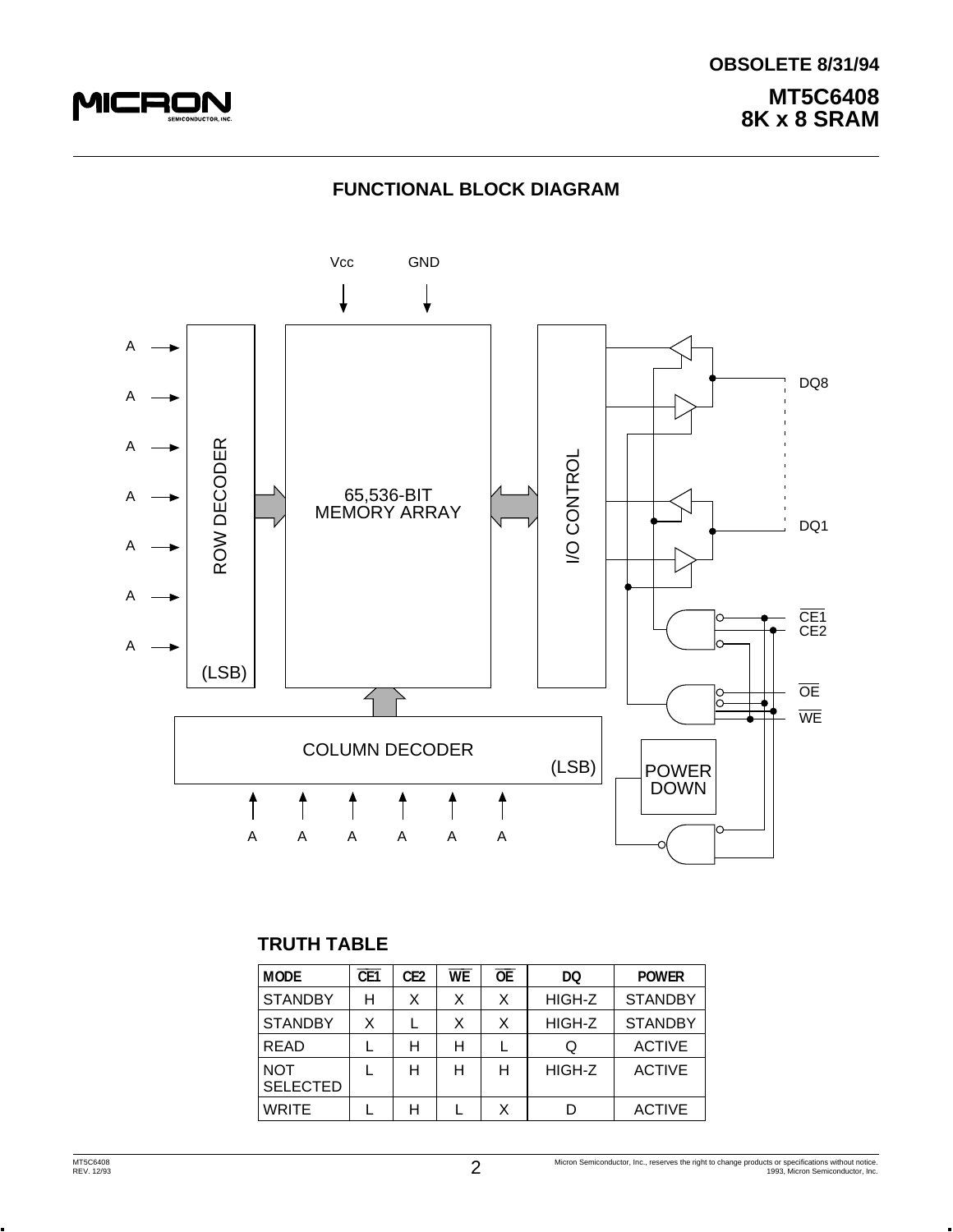## FUNCTIONAL BLOCK DIAGRAM

## TRUTH TABLE

| MODE | $\overline{CE1}$ | CE2 | $\overline{WE}$ | $\overline{OE}$ | DQ | POWER |
|---|---|---|---|---|---|---|
| STANDBY | H | X | X | X | HIGH-Z | STANDBY |
| STANDBY | X | L | X | X | HIGH-Z | STANDBY |
| READ | L | H | H | L | Q | ACTIVE |
| NOT SELECTED | L | H | H | H | HIGH-Z | ACTIVE |
| WRITE | L | H | L | X | D | ACTIVE |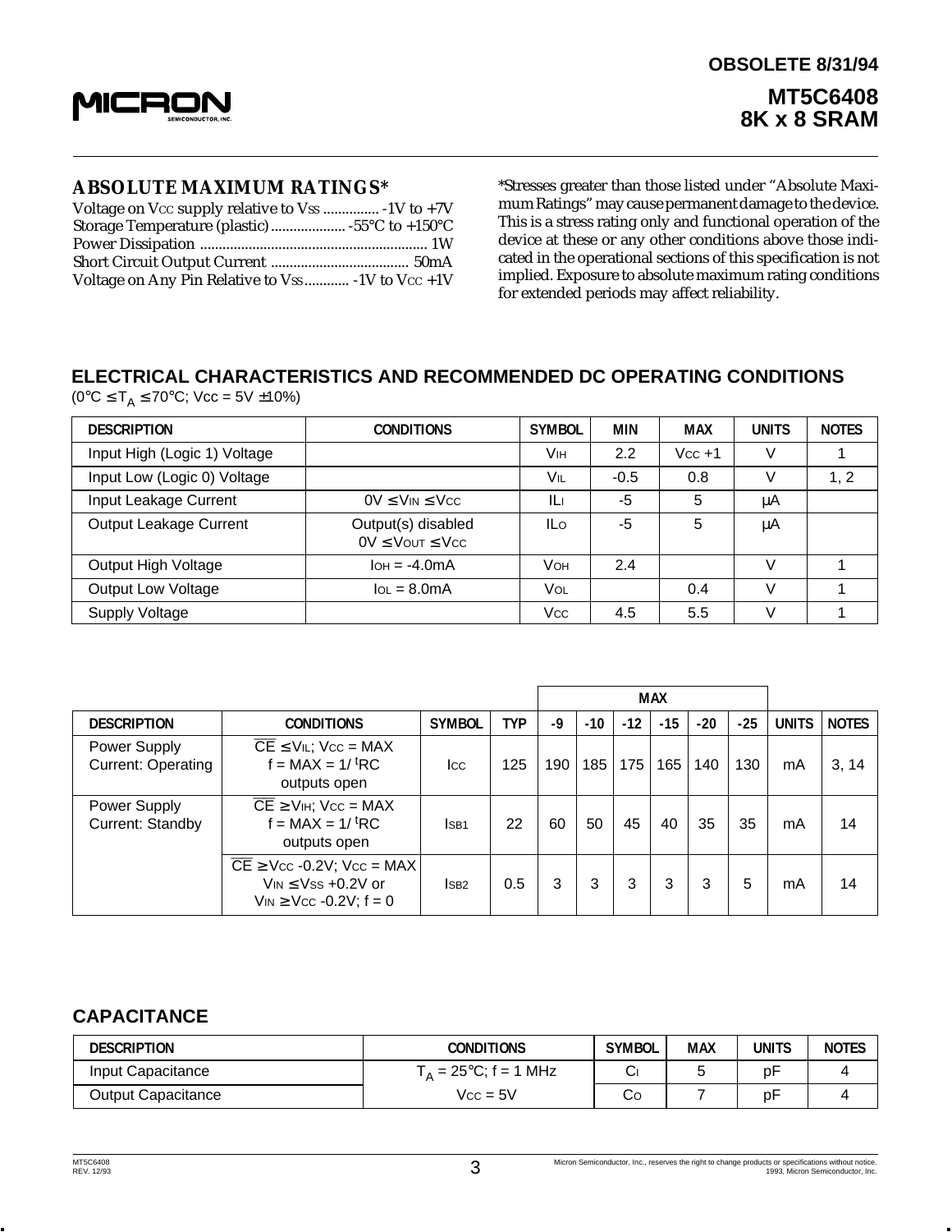## ABSOLUTE MAXIMUM RATINGS*

Voltage on Vcc supply relative to Vss ............... -1V to +7V
Storage Temperature (plastic) .................... -55°C to +150°C
Power Dissipation ............................................................ 1W
Short Circuit Output Current ..................................... 50mA
Voltage on Any Pin Relative to Vss ............ -1V to Vcc +1V

*Stresses greater than those listed under "Absolute Maximum Ratings" may cause permanent damage to the device. This is a stress rating only and functional operation of the device at these or any other conditions above those indicated in the operational sections of this specification is not implied. Exposure to absolute maximum rating conditions for extended periods may affect reliability.

## ELECTRICAL CHARACTERISTICS AND RECOMMENDED DC OPERATING CONDITIONS

($0°C \leq T_A \leq 70°C$; Vcc = 5V ±10%)

| DESCRIPTION | CONDITIONS | SYMBOL | MIN | MAX | UNITS | NOTES |
|---|---|---|---|---|---|---|
| Input High (Logic 1) Voltage | | $V_{IH}$ | 2.2 | Vcc +1 | V | 1 |
| Input Low (Logic 0) Voltage | | $V_{IL}$ | -0.5 | 0.8 | V | 1, 2 |
| Input Leakage Current | $0V \leq V_{IN} \leq V_{CC}$ | $IL_I$ | -5 | 5 | µA | |
| Output Leakage Current | Output(s) disabled $0V \leq V_{OUT} \leq V_{CC}$ | $IL_O$ | -5 | 5 | µA | |
| Output High Voltage | $I_{OH}$ = -4.0mA | $V_{OH}$ | 2.4 | | V | 1 |
| Output Low Voltage | $I_{OL}$ = 8.0mA | $V_{OL}$ | | 0.4 | V | 1 |
| Supply Voltage | | $V_{CC}$ | 4.5 | 5.5 | V | 1 |

| | | | | MAX | | | | | | | |
|---|---|---|---|---|---|---|---|---|---|---|---|
| DESCRIPTION | CONDITIONS | SYMBOL | TYP | -9 | -10 | -12 | -15 | -20 | -25 | UNITS | NOTES |
| Power Supply Current: Operating | $\overline{CE} \leq V_{IL}$; Vcc = MAX f = MAX = 1/ $^tRC$ outputs open | $I_{CC}$ | 125 | 190 | 185 | 175 | 165 | 140 | 130 | mA | 3, 14 |
| Power Supply Current: Standby | $\overline{CE} \geq V_{IH}$; Vcc = MAX f = MAX = 1/ $^tRC$ outputs open | $I_{SB1}$ | 22 | 60 | 50 | 45 | 40 | 35 | 35 | mA | 14 |
| | $\overline{CE} \geq V_{CC}$ -0.2V; Vcc = MAX $V_{IN} \leq V_{SS}$ +0.2V or $V_{IN} \geq V_{CC}$ -0.2V; f = 0 | $I_{SB2}$ | 0.5 | 3 | 3 | 3 | 3 | 3 | 5 | mA | 14 |

## CAPACITANCE

| DESCRIPTION | CONDITIONS | SYMBOL | MAX | UNITS | NOTES |
|---|---|---|---|---|---|
| Input Capacitance | $T_A$ = 25°C; f = 1 MHz | $C_I$ | 5 | pF | 4 |
| Output Capacitance | Vcc = 5V | $C_O$ | 7 | pF | 4 |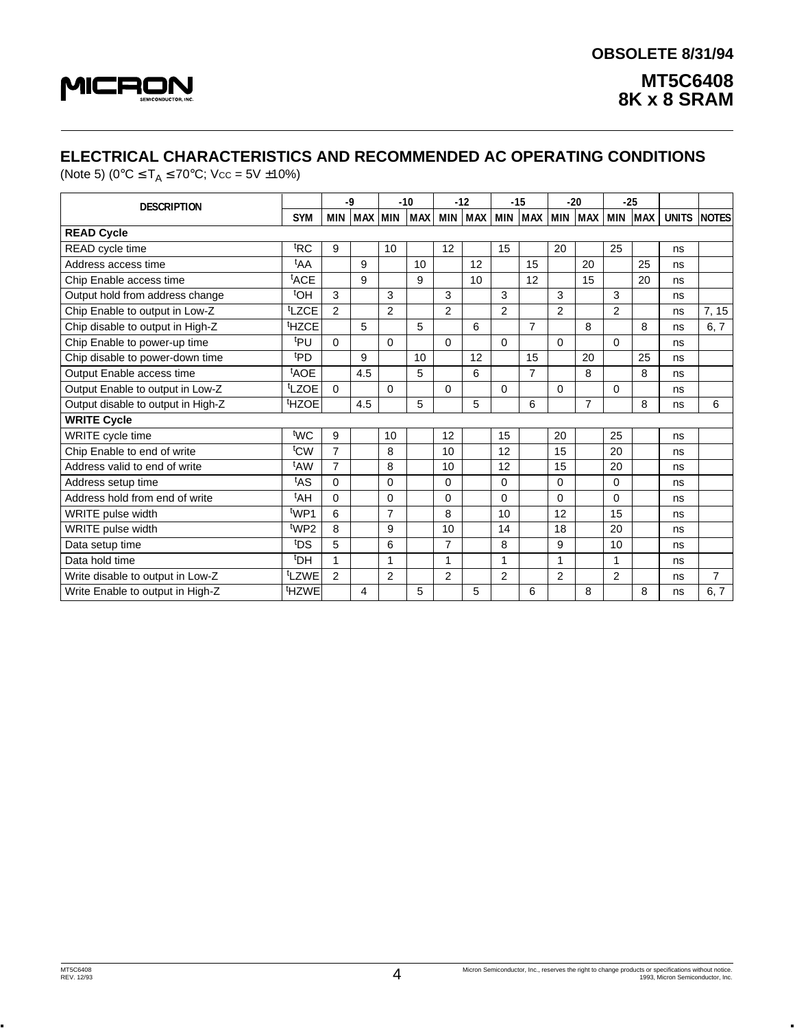## ELECTRICAL CHARACTERISTICS AND RECOMMENDED AC OPERATING CONDITIONS

(Note 5) (0°C ≤ $T_A$ ≤ 70°C; Vcc = 5V ±10%)

| DESCRIPTION | SYM | -9 | | -10 | | -12 | | -15 | | -20 | | -25 | | UNITS | NOTES |
|---|---|---|---|---|---|---|---|---|---|---|---|---|---|---|---|
| | | MIN | MAX | MIN | MAX | MIN | MAX | MIN | MAX | MIN | MAX | MIN | MAX | | |
| **READ Cycle** | | | | | | | | | | | | | | | |
| READ cycle time | $^t$RC | 9 | | 10 | | 12 | | 15 | | 20 | | 25 | | ns | |
| Address access time | $^t$AA | | 9 | | 10 | | 12 | | 15 | | 20 | | 25 | ns | |
| Chip Enable access time | $^t$ACE | | 9 | | 9 | | 10 | | 12 | | 15 | | 20 | ns | |
| Output hold from address change | $^t$OH | 3 | | 3 | | 3 | | 3 | | 3 | | 3 | | ns | |
| Chip Enable to output in Low-Z | $^t$LZCE | 2 | | 2 | | 2 | | 2 | | 2 | | 2 | | ns | 7, 15 |
| Chip disable to output in High-Z | $^t$HZCE | | 5 | | 5 | | 6 | | 7 | | 8 | | 8 | ns | 6, 7 |
| Chip Enable to power-up time | $^t$PU | 0 | | 0 | | 0 | | 0 | | 0 | | 0 | | ns | |
| Chip disable to power-down time | $^t$PD | | 9 | | 10 | | 12 | | 15 | | 20 | | 25 | ns | |
| Output Enable access time | $^t$AOE | | 4.5 | | 5 | | 6 | | 7 | | 8 | | 8 | ns | |
| Output Enable to output in Low-Z | $^t$LZOE | 0 | | 0 | | 0 | | 0 | | 0 | | 0 | | ns | |
| Output disable to output in High-Z | $^t$HZOE | | 4.5 | | 5 | | 5 | | 6 | | 7 | | 8 | ns | 6 |
| **WRITE Cycle** | | | | | | | | | | | | | | | |
| WRITE cycle time | $^t$WC | 9 | | 10 | | 12 | | 15 | | 20 | | 25 | | ns | |
| Chip Enable to end of write | $^t$CW | 7 | | 8 | | 10 | | 12 | | 15 | | 20 | | ns | |
| Address valid to end of write | $^t$AW | 7 | | 8 | | 10 | | 12 | | 15 | | 20 | | ns | |
| Address setup time | $^t$AS | 0 | | 0 | | 0 | | 0 | | 0 | | 0 | | ns | |
| Address hold from end of write | $^t$AH | 0 | | 0 | | 0 | | 0 | | 0 | | 0 | | ns | |
| WRITE pulse width | $^t$WP1 | 6 | | 7 | | 8 | | 10 | | 12 | | 15 | | ns | |
| WRITE pulse width | $^t$WP2 | 8 | | 9 | | 10 | | 14 | | 18 | | 20 | | ns | |
| Data setup time | $^t$DS | 5 | | 6 | | 7 | | 8 | | 9 | | 10 | | ns | |
| Data hold time | $^t$DH | 1 | | 1 | | 1 | | 1 | | 1 | | 1 | | ns | |
| Write disable to output in Low-Z | $^t$LZWE | 2 | | 2 | | 2 | | 2 | | 2 | | 2 | | ns | 7 |
| Write Enable to output in High-Z | $^t$HZWE | | 4 | | 5 | | 5 | | 6 | | 8 | | 8 | ns | 6, 7 |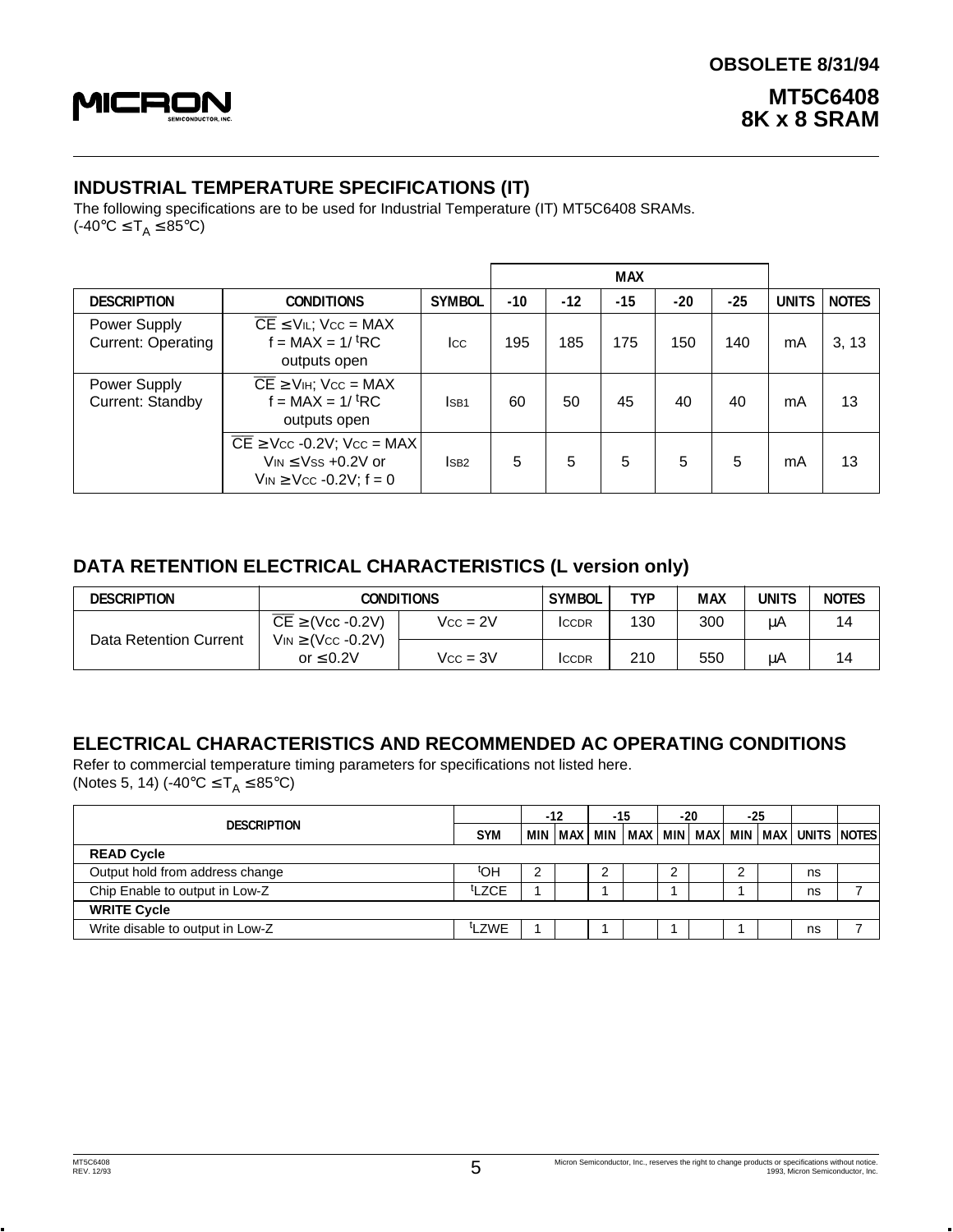## INDUSTRIAL TEMPERATURE SPECIFICATIONS (IT)

The following specifications are to be used for Industrial Temperature (IT) MT5C6408 SRAMs.
(-40°C ≤ $T_A$ ≤ 85°C)

| DESCRIPTION | CONDITIONS | SYMBOL | MAX | | | | | UNITS | NOTES |
|---|---|---|---|---|---|---|---|---|---|
| | | | -10 | -12 | -15 | -20 | -25 | | |
| Power Supply Current: Operating | $\overline{CE}$ ≤ $V_{IL}$; $V_{CC}$ = MAX f = MAX = 1/ $^t$RC outputs open | $I_{CC}$ | 195 | 185 | 175 | 150 | 140 | mA | 3, 13 |
| Power Supply Current: Standby | $\overline{CE}$ ≥ $V_{IH}$; $V_{CC}$ = MAX f = MAX = 1/ $^t$RC outputs open | $I_{SB1}$ | 60 | 50 | 45 | 40 | 40 | mA | 13 |
| | $\overline{CE}$ ≥ $V_{CC}$ -0.2V; $V_{CC}$ = MAX $V_{IN}$ ≤ $V_{SS}$ +0.2V or $V_{IN}$ ≥ $V_{CC}$ -0.2V; f = 0 | $I_{SB2}$ | 5 | 5 | 5 | 5 | 5 | mA | 13 |

## DATA RETENTION ELECTRICAL CHARACTERISTICS (L version only)

| DESCRIPTION | CONDITIONS | | SYMBOL | TYP | MAX | UNITS | NOTES |
|---|---|---|---|---|---|---|---|
| Data Retention Current | $\overline{CE}$ ≥ (Vcc -0.2V) $V_{IN}$ ≥ (Vcc -0.2V) or ≤ 0.2V | $V_{CC}$ = 2V | $I_{CCDR}$ | 130 | 300 | µA | 14 |
| | | $V_{CC}$ = 3V | $I_{CCDR}$ | 210 | 550 | µA | 14 |

## ELECTRICAL CHARACTERISTICS AND RECOMMENDED AC OPERATING CONDITIONS

Refer to commercial temperature timing parameters for specifications not listed here.
(Notes 5, 14) (-40°C ≤ $T_A$ ≤ 85°C)

| DESCRIPTION | SYM | -12 MIN | -12 MAX | -15 MIN | -15 MAX | -20 MIN | -20 MAX | -25 MIN | -25 MAX | UNITS | NOTES |
|---|---|---|---|---|---|---|---|---|---|---|---|
| **READ Cycle** | | | | | | | | | | | |
| Output hold from address change | $^t$OH | 2 | | 2 | | 2 | | 2 | | ns | |
| Chip Enable to output in Low-Z | $^t$LZCE | 1 | | 1 | | 1 | | 1 | | ns | 7 |
| **WRITE Cycle** | | | | | | | | | | | |
| Write disable to output in Low-Z | $^t$LZWE | 1 | | 1 | | 1 | | 1 | | ns | 7 |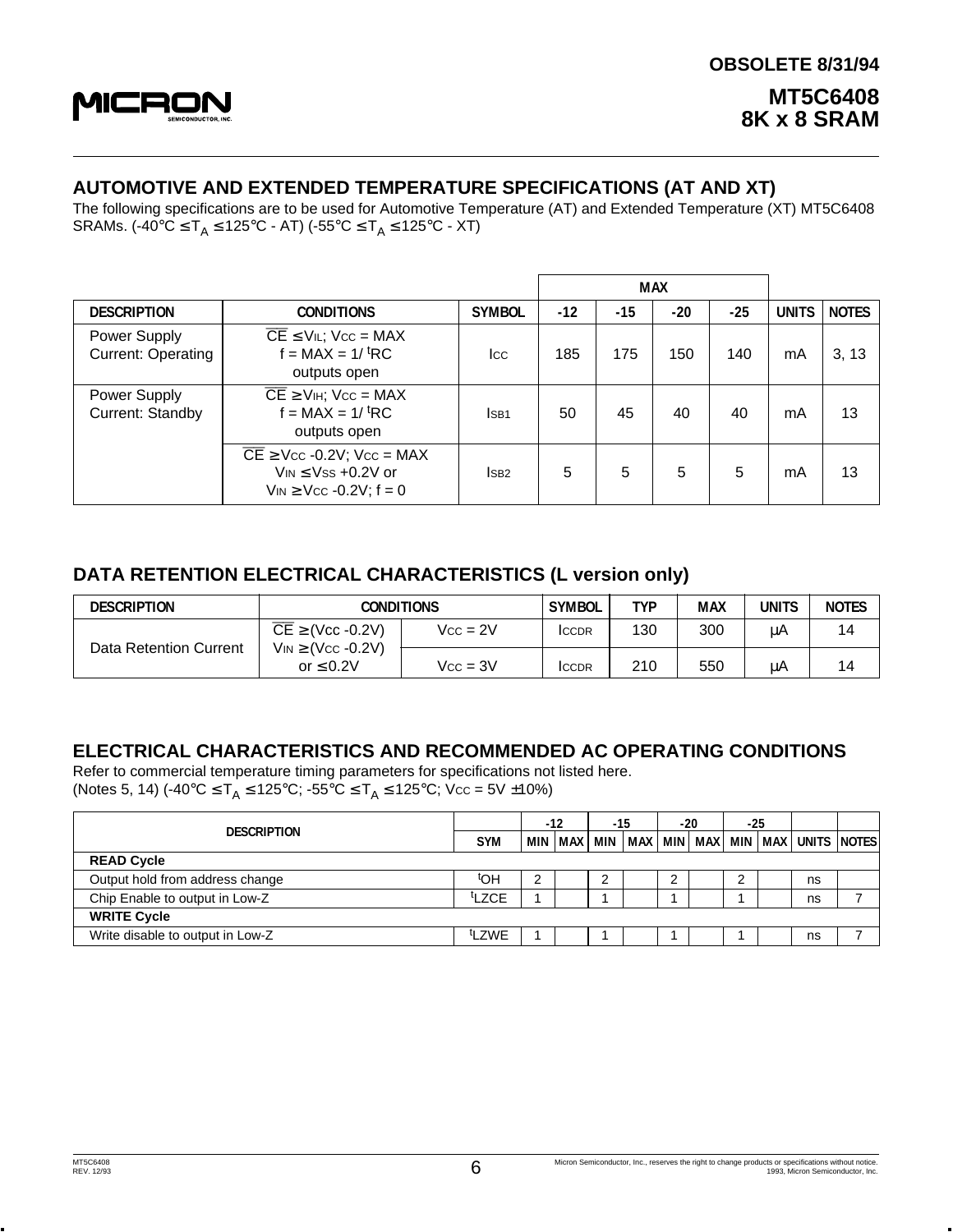## AUTOMOTIVE AND EXTENDED TEMPERATURE SPECIFICATIONS (AT AND XT)

The following specifications are to be used for Automotive Temperature (AT) and Extended Temperature (XT) MT5C6408 SRAMs. (-40°C ≤ $T_A$ ≤ 125°C - AT) (-55°C ≤ $T_A$ ≤ 125°C - XT)

| | | | MAX | | | | | |
|---|---|---|---|---|---|---|---|---|
| **DESCRIPTION** | **CONDITIONS** | **SYMBOL** | **-12** | **-15** | **-20** | **-25** | **UNITS** | **NOTES** |
| Power Supply Current: Operating | $\overline{CE}$ ≤ $V_{IL}$; $V_{CC}$ = MAX f = MAX = 1/ $^tRC$ outputs open | $I_{CC}$ | 185 | 175 | 150 | 140 | mA | 3, 13 |
| Power Supply Current: Standby | $\overline{CE}$ ≥ $V_{IH}$; $V_{CC}$ = MAX f = MAX = 1/ $^tRC$ outputs open | $I_{SB1}$ | 50 | 45 | 40 | 40 | mA | 13 |
| | $\overline{CE}$ ≥ $V_{CC}$ -0.2V; $V_{CC}$ = MAX $V_{IN}$ ≤ $V_{SS}$ +0.2V or $V_{IN}$ ≥ $V_{CC}$ -0.2V; f = 0 | $I_{SB2}$ | 5 | 5 | 5 | 5 | mA | 13 |

## DATA RETENTION ELECTRICAL CHARACTERISTICS (L version only)

| DESCRIPTION | CONDITIONS | | SYMBOL | TYP | MAX | UNITS | NOTES |
|---|---|---|---|---|---|---|---|
| Data Retention Current | $\overline{CE}$ ≥ (Vcc -0.2V) $V_{IN}$ ≥ (Vcc -0.2V) or ≤ 0.2V | $V_{CC}$ = 2V | $I_{CCDR}$ | 130 | 300 | µA | 14 |
| | | $V_{CC}$ = 3V | $I_{CCDR}$ | 210 | 550 | µA | 14 |

## ELECTRICAL CHARACTERISTICS AND RECOMMENDED AC OPERATING CONDITIONS

Refer to commercial temperature timing parameters for specifications not listed here.
(Notes 5, 14) (-40°C ≤ $T_A$ ≤ 125°C; -55°C ≤ $T_A$ ≤ 125°C; $V_{CC}$ = 5V ±10%)

| DESCRIPTION | | -12 | | -15 | | -20 | | -25 | | | |
|---|---|---|---|---|---|---|---|---|---|---|---|
| | **SYM** | **MIN** | **MAX** | **MIN** | **MAX** | **MIN** | **MAX** | **MIN** | **MAX** | **UNITS** | **NOTES** |
| **READ Cycle** | | | | | | | | | | | |
| Output hold from address change | $^tOH$ | 2 | | 2 | | 2 | | 2 | | ns | |
| Chip Enable to output in Low-Z | $^tLZCE$ | 1 | | 1 | | 1 | | 1 | | ns | 7 |
| **WRITE Cycle** | | | | | | | | | | | |
| Write disable to output in Low-Z | $^tLZWE$ | 1 | | 1 | | 1 | | 1 | | ns | 7 |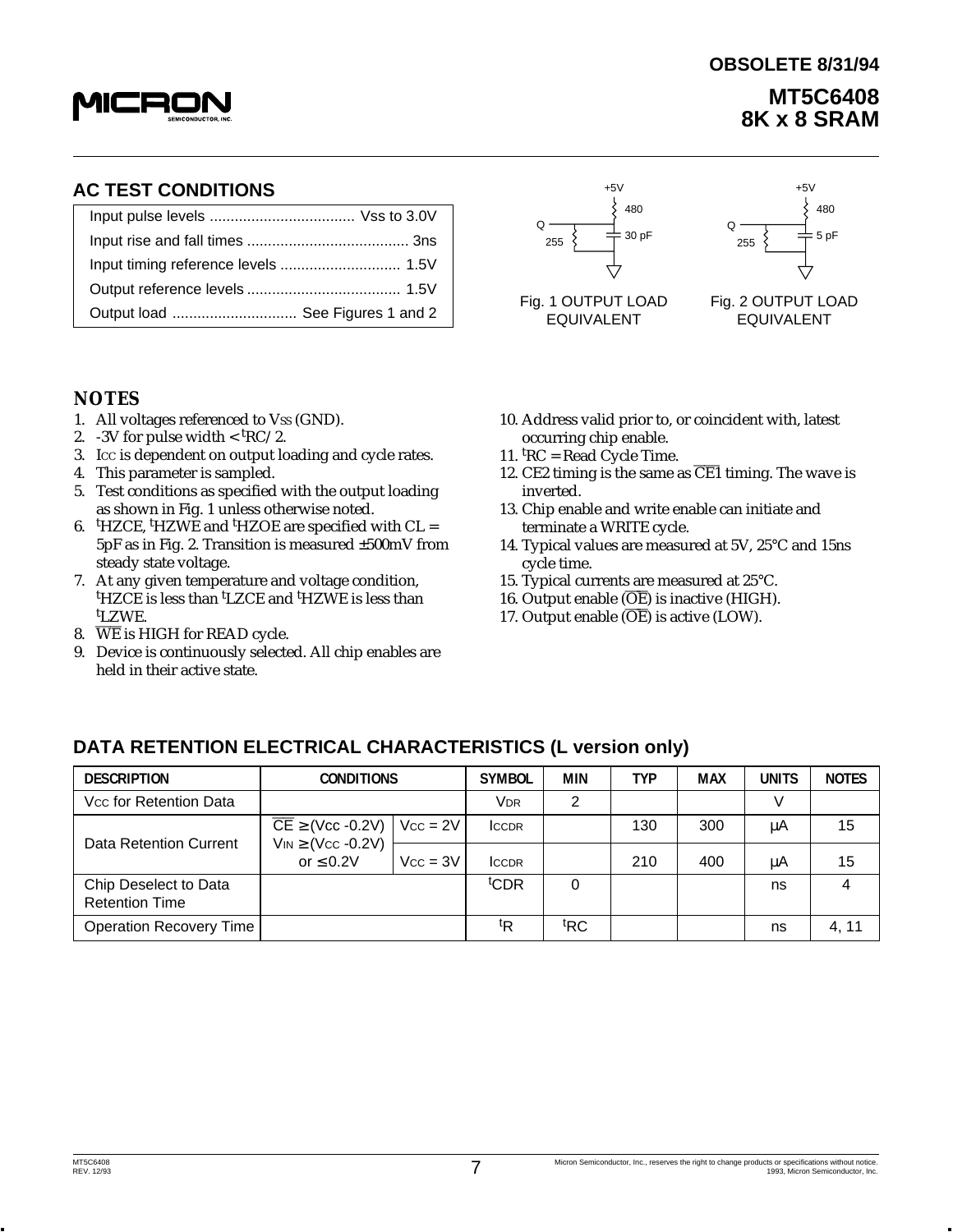## AC TEST CONDITIONS

| | |
|---|---|
| Input pulse levels | Vss to 3.0V |
| Input rise and fall times | 3ns |
| Input timing reference levels | 1.5V |
| Output reference levels | 1.5V |
| Output load | See Figures 1 and 2 |

+5V
480
Q
255
30 pF

Fig. 1 OUTPUT LOAD EQUIVALENT

+5V
480
Q
255
5 pF

Fig. 2 OUTPUT LOAD EQUIVALENT

## NOTES

1. All voltages referenced to $V_{SS}$ (GND).
2. -3V for pulse width < $^tRC/2$.
3. $I_{CC}$ is dependent on output loading and cycle rates.
4. This parameter is sampled.
5. Test conditions as specified with the output loading as shown in Fig. 1 unless otherwise noted.
6. $^tHZCE$, $^tHZWE$ and $^tHZOE$ are specified with CL = 5pF as in Fig. 2. Transition is measured ±500mV from steady state voltage.
7. At any given temperature and voltage condition, $^tHZCE$ is less than $^tLZCE$ and $^tHZWE$ is less than $^tLZWE$.
8. $\overline{WE}$ is HIGH for READ cycle.
9. Device is continuously selected. All chip enables are held in their active state.
10. Address valid prior to, or coincident with, latest occurring chip enable.
11. $^tRC$ = Read Cycle Time.
12. CE2 timing is the same as $\overline{CE1}$ timing. The wave is inverted.
13. Chip enable and write enable can initiate and terminate a WRITE cycle.
14. Typical values are measured at 5V, 25°C and 15ns cycle time.
15. Typical currents are measured at 25°C.
16. Output enable ($\overline{OE}$) is inactive (HIGH).
17. Output enable ($\overline{OE}$) is active (LOW).

## DATA RETENTION ELECTRICAL CHARACTERISTICS (L version only)

| DESCRIPTION | CONDITIONS | | SYMBOL | MIN | TYP | MAX | UNITS | NOTES |
|---|---|---|---|---|---|---|---|---|
| $V_{CC}$ for Retention Data | | | $V_{DR}$ | 2 | | | V | |
| Data Retention Current | $\overline{CE} \geq (V_{CC}$ -0.2V) $V_{IN} \geq (V_{CC}$ -0.2V) or ≤ 0.2V | $V_{CC}$ = 2V | $I_{CCDR}$ | | 130 | 300 | µA | 15 |
| | | $V_{CC}$ = 3V | $I_{CCDR}$ | | 210 | 400 | µA | 15 |
| Chip Deselect to Data Retention Time | | | $^tCDR$ | 0 | | | ns | 4 |
| Operation Recovery Time | | | $^tR$ | $^tRC$ | | | ns | 4, 11 |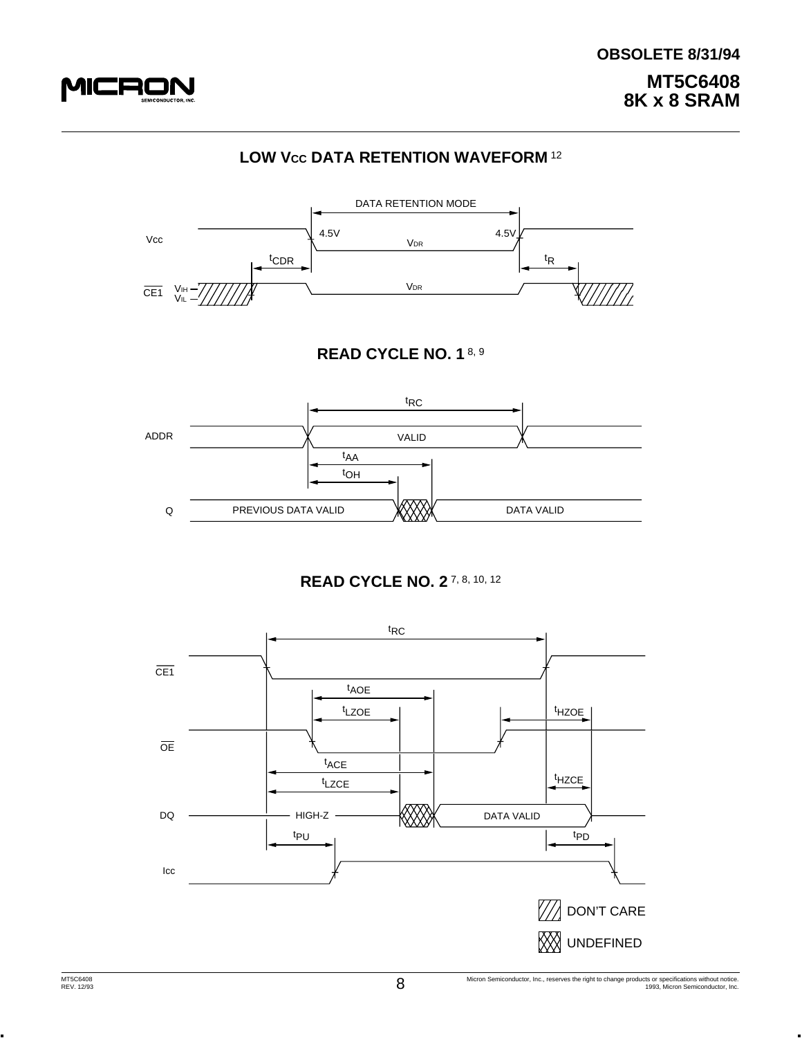## LOW Vcc DATA RETENTION WAVEFORM [12]

DATA RETENTION MODE

Vcc 4.5V $V_{DR}$ 4.5V

$^tCDR$ $^tR$

$\overline{CE1}$ $V_{IH}$ $V_{IL}$ $V_{DR}$

## READ CYCLE NO. 1 [8, 9]

$^tRC$

ADDR VALID

$^tAA$

$^tOH$

Q PREVIOUS DATA VALID DATA VALID

## READ CYCLE NO. 2 [7, 8, 10, 12]

$^tRC$

$\overline{CE1}$

$^tAOE$

$^tLZOE$ $^tHZOE$

$\overline{OE}$

$^tACE$

$^tLZCE$ $^tHZCE$

DQ HIGH-Z DATA VALID

$^tPU$ $^tPD$

Icc

DON'T CARE

UNDEFINED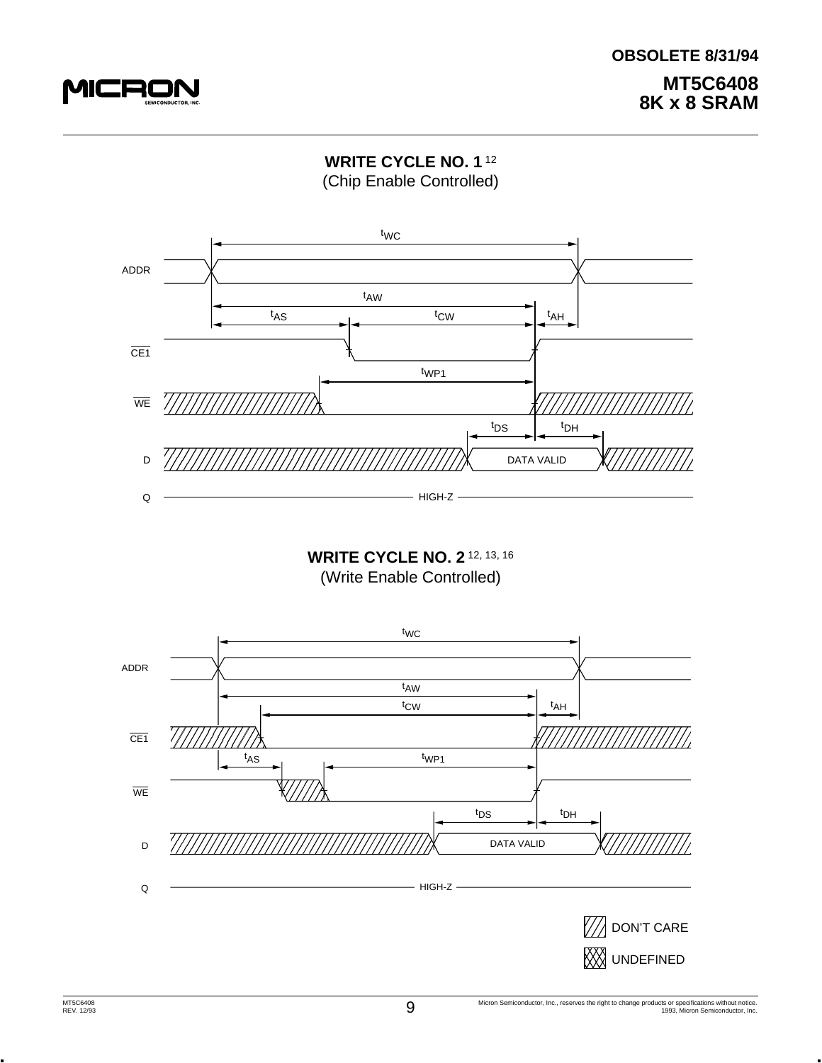## WRITE CYCLE NO. 1 [12]

(Chip Enable Controlled)

ADDR

$t_{WC}$

$t_{AW}$

$t_{AS}$ $t_{CW}$ $t_{AH}$

$\overline{CE1}$

$t_{WP1}$

$\overline{WE}$

$t_{DS}$ $t_{DH}$

D DATA VALID

Q HIGH-Z

## WRITE CYCLE NO. 2 [12, 13, 16]

(Write Enable Controlled)

ADDR

$t_{WC}$

$t_{AW}$

$t_{CW}$ $t_{AH}$

$\overline{CE1}$

$t_{AS}$ $t_{WP1}$

$\overline{WE}$

$t_{DS}$ $t_{DH}$

D DATA VALID

Q HIGH-Z

DON'T CARE

UNDEFINED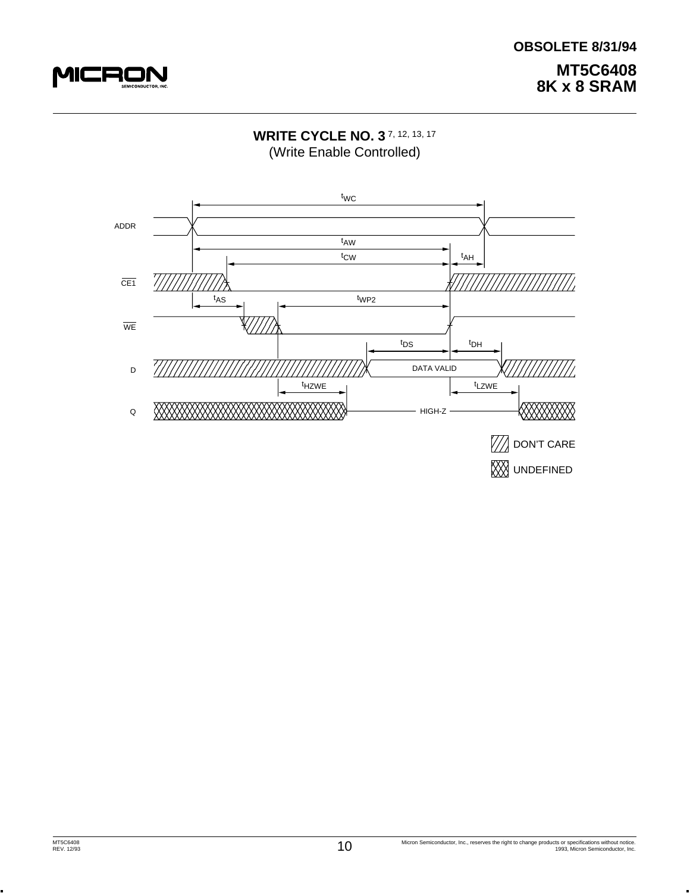## WRITE CYCLE NO. 3 [7, 12, 13, 17]

(Write Enable Controlled)

ADDR

$^{t}WC$

$^{t}AW$

$^{t}CW$

$^{t}AH$

$\overline{CE1}$

$^{t}AS$

$^{t}WP2$

$\overline{WE}$

$^{t}DS$

$^{t}DH$

D

DATA VALID

$^{t}HZWE$

$^{t}LZWE$

Q

HIGH-Z

DON'T CARE

UNDEFINED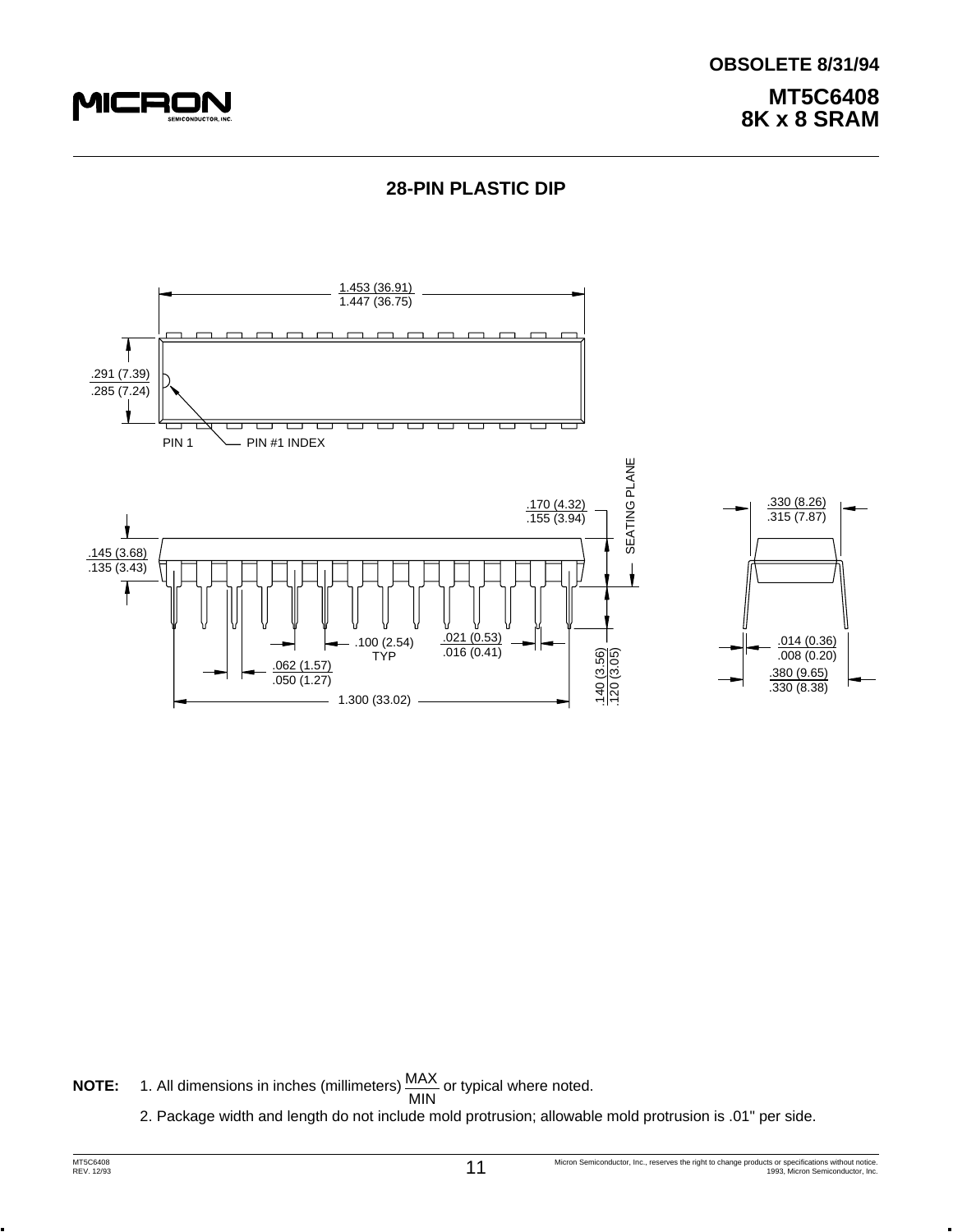OBSOLETE 8/31/94

# MT5C6408
# 8K x 8 SRAM

## 28-PIN PLASTIC DIP

1.453 (36.91)
1.447 (36.75)

.291 (7.39)
.285 (7.24)

PIN 1 PIN #1 INDEX

.170 (4.32)
.155 (3.94)

SEATING PLANE

.330 (8.26)
.315 (7.87)

.145 (3.68)
.135 (3.43)

.100 (2.54) TYP

.021 (0.53)
.016 (0.41)

.062 (1.57)
.050 (1.27)

1.300 (33.02)

.140 (3.56)
.120 (3.05)

.014 (0.36)
.008 (0.20)

.380 (9.65)
.330 (8.38)

**NOTE:** 1. All dimensions in inches (millimeters) $\frac{\text{MAX}}{\text{MIN}}$ or typical where noted.

2. Package width and length do not include mold protrusion; allowable mold protrusion is .01" per side.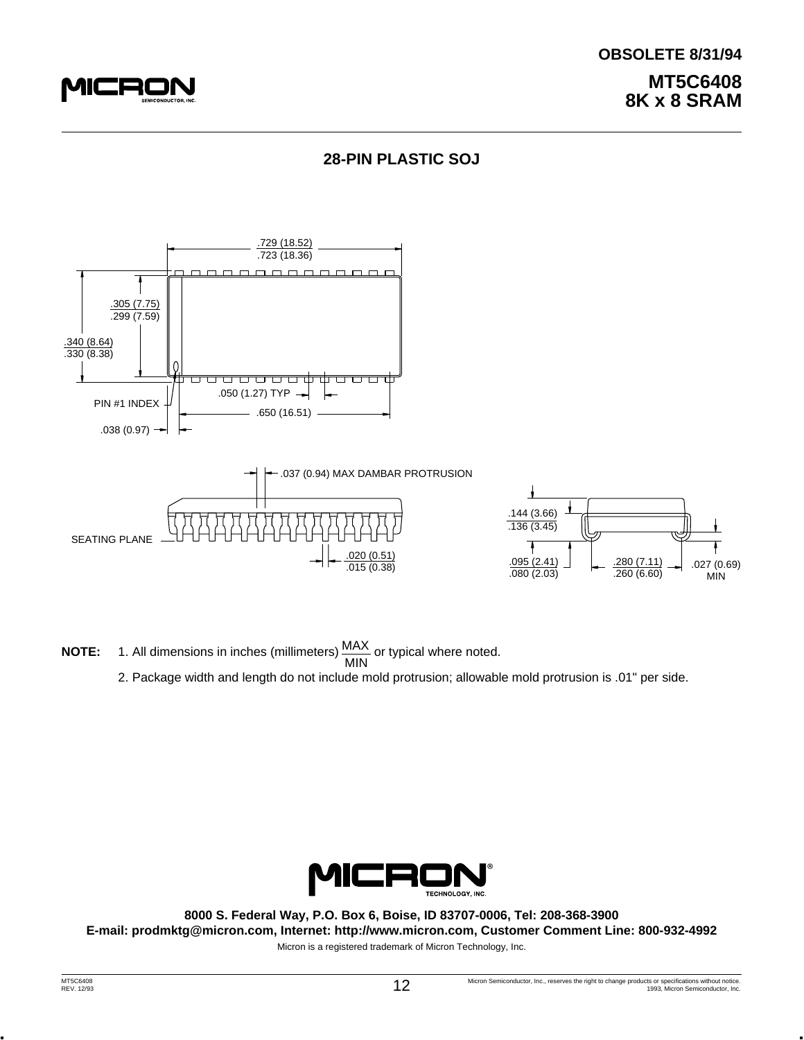## 28-PIN PLASTIC SOJ

.729 (18.52)
.723 (18.36)

.305 (7.75)
.299 (7.59)

.340 (8.64)
.330 (8.38)

PIN #1 INDEX

.050 (1.27) TYP

.650 (16.51)

.038 (0.97)

.037 (0.94) MAX DAMBAR PROTRUSION

SEATING PLANE

.020 (0.51)
.015 (0.38)

.144 (3.66)
.136 (3.45)

.095 (2.41)
.080 (2.03)

.280 (7.11)
.260 (6.60)

.027 (0.69)
MIN

**NOTE:** 1. All dimensions in inches (millimeters) $\frac{\text{MAX}}{\text{MIN}}$ or typical where noted.

2. Package width and length do not include mold protrusion; allowable mold protrusion is .01" per side.

**8000 S. Federal Way, P.O. Box 6, Boise, ID 83707-0006, Tel: 208-368-3900**
**E-mail: prodmktg@micron.com, Internet: http://www.micron.com, Customer Comment Line: 800-932-4992**

Micron is a registered trademark of Micron Technology, Inc.